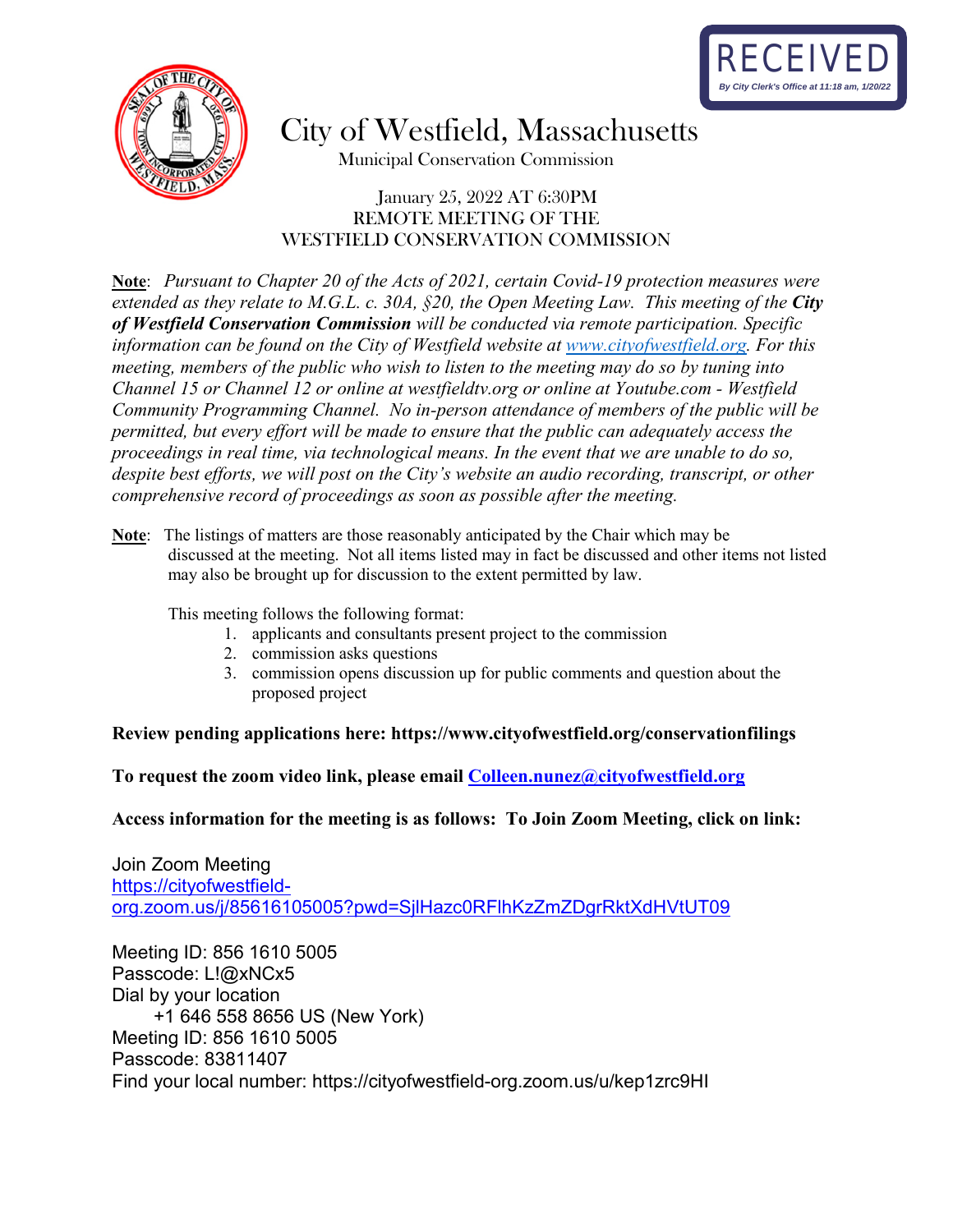RECEIVED
*By City Clerk's Office at 11:18 am, 1/20/22*

# City of Westfield, Massachusetts

Municipal Conservation Commission

January 25, 2022 AT 6:30PM
REMOTE MEETING OF THE
WESTFIELD CONSERVATION COMMISSION

**Note**: *Pursuant to Chapter 20 of the Acts of 2021, certain Covid-19 protection measures were extended as they relate to M.G.L. c. 30A, §20, the Open Meeting Law. This meeting of the **City of Westfield Conservation Commission** will be conducted via remote participation. Specific information can be found on the City of Westfield website at [www.cityofwestfield.org](www.cityofwestfield.org). For this meeting, members of the public who wish to listen to the meeting may do so by tuning into Channel 15 or Channel 12 or online at westfieldtv.org or online at Youtube.com - Westfield Community Programming Channel. No in-person attendance of members of the public will be permitted, but every effort will be made to ensure that the public can adequately access the proceedings in real time, via technological means. In the event that we are unable to do so, despite best efforts, we will post on the City's website an audio recording, transcript, or other comprehensive record of proceedings as soon as possible after the meeting.*

**Note**: The listings of matters are those reasonably anticipated by the Chair which may be discussed at the meeting. Not all items listed may in fact be discussed and other items not listed may also be brought up for discussion to the extent permitted by law.

This meeting follows the following format:

1. applicants and consultants present project to the commission
2. commission asks questions
3. commission opens discussion up for public comments and question about the proposed project

**Review pending applications here: https://www.cityofwestfield.org/conservationfilings**

**To request the zoom video link, please email [Colleen.nunez@cityofwestfield.org](mailto:Colleen.nunez@cityofwestfield.org)**

**Access information for the meeting is as follows: To Join Zoom Meeting, click on link:**

Join Zoom Meeting
[https://cityofwestfield-org.zoom.us/j/85616105005?pwd=SjlHazc0RFlhKzZmZDgrRktXdHVtUT09](https://cityofwestfield-org.zoom.us/j/85616105005?pwd=SjlHazc0RFlhKzZmZDgrRktXdHVtUT09)

Meeting ID: 856 1610 5005
Passcode: L!@xNCx5
Dial by your location
+1 646 558 8656 US (New York)
Meeting ID: 856 1610 5005
Passcode: 83811407
Find your local number: https://cityofwestfield-org.zoom.us/u/kep1zrc9HI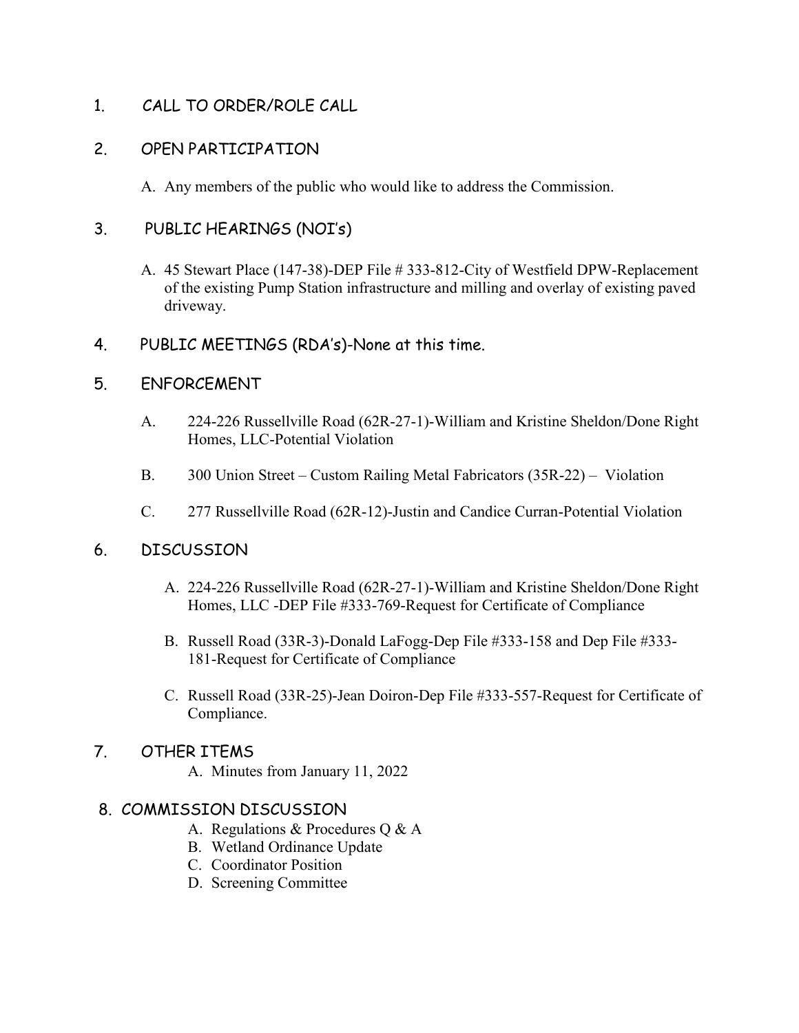1. CALL TO ORDER/ROLE CALL

2. OPEN PARTICIPATION

   A. Any members of the public who would like to address the Commission.

3. PUBLIC HEARINGS (NOI's)

   A. 45 Stewart Place (147-38)-DEP File # 333-812-City of Westfield DPW-Replacement of the existing Pump Station infrastructure and milling and overlay of existing paved driveway.

4. PUBLIC MEETINGS (RDA's)-None at this time.

5. ENFORCEMENT

   A. 224-226 Russellville Road (62R-27-1)-William and Kristine Sheldon/Done Right Homes, LLC-Potential Violation

   B. 300 Union Street – Custom Railing Metal Fabricators (35R-22) – Violation

   C. 277 Russellville Road (62R-12)-Justin and Candice Curran-Potential Violation

6. DISCUSSION

   A. 224-226 Russellville Road (62R-27-1)-William and Kristine Sheldon/Done Right Homes, LLC -DEP File #333-769-Request for Certificate of Compliance

   B. Russell Road (33R-3)-Donald LaFogg-Dep File #333-158 and Dep File #333-181-Request for Certificate of Compliance

   C. Russell Road (33R-25)-Jean Doiron-Dep File #333-557-Request for Certificate of Compliance.

7. OTHER ITEMS

   A. Minutes from January 11, 2022

8. COMMISSION DISCUSSION

   A. Regulations & Procedures Q & A
   B. Wetland Ordinance Update
   C. Coordinator Position
   D. Screening Committee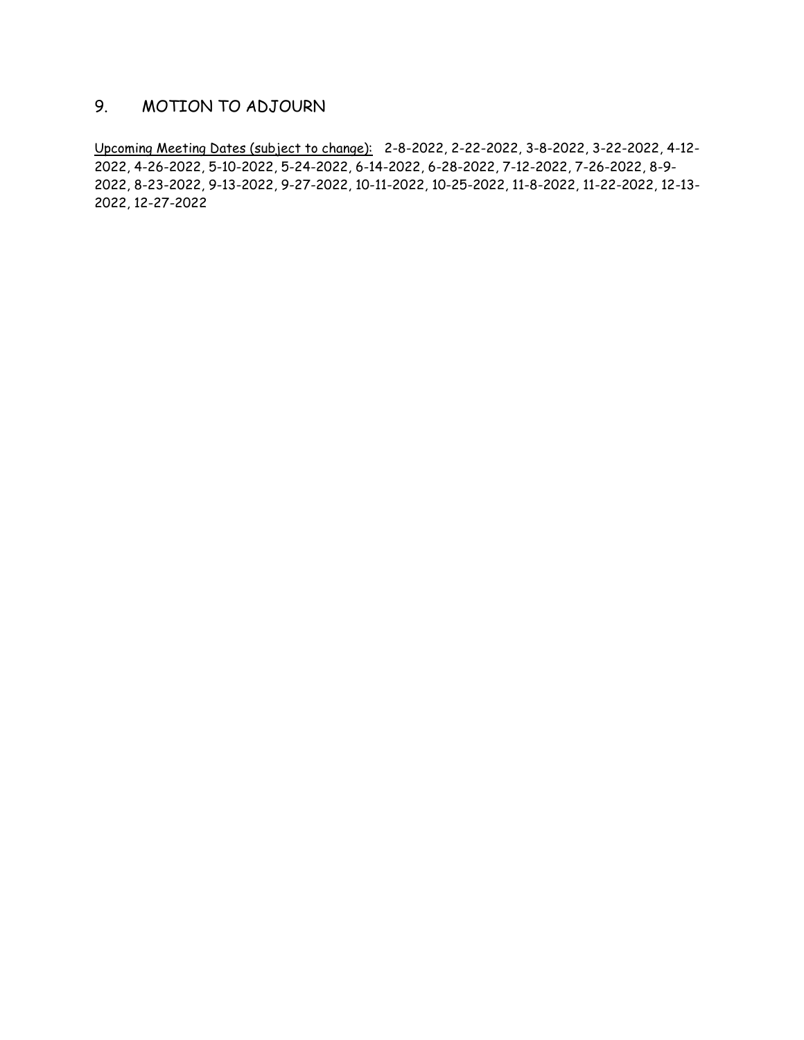## 9. MOTION TO ADJOURN

Upcoming Meeting Dates (subject to change): 2-8-2022, 2-22-2022, 3-8-2022, 3-22-2022, 4-12-2022, 4-26-2022, 5-10-2022, 5-24-2022, 6-14-2022, 6-28-2022, 7-12-2022, 7-26-2022, 8-9-2022, 8-23-2022, 9-13-2022, 9-27-2022, 10-11-2022, 10-25-2022, 11-8-2022, 11-22-2022, 12-13-2022, 12-27-2022